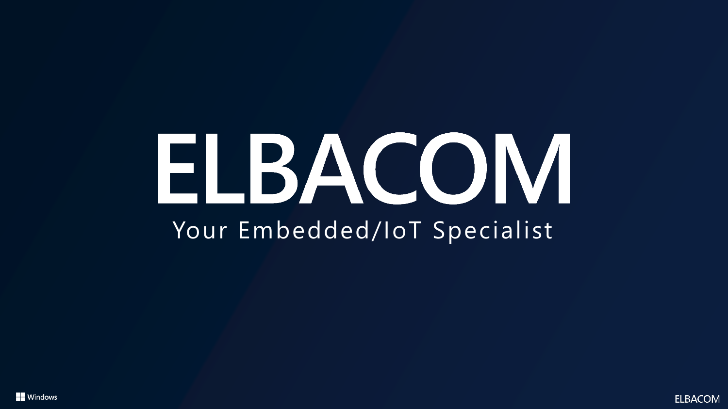# ELBACOM

Your Embedded/IoT Specialist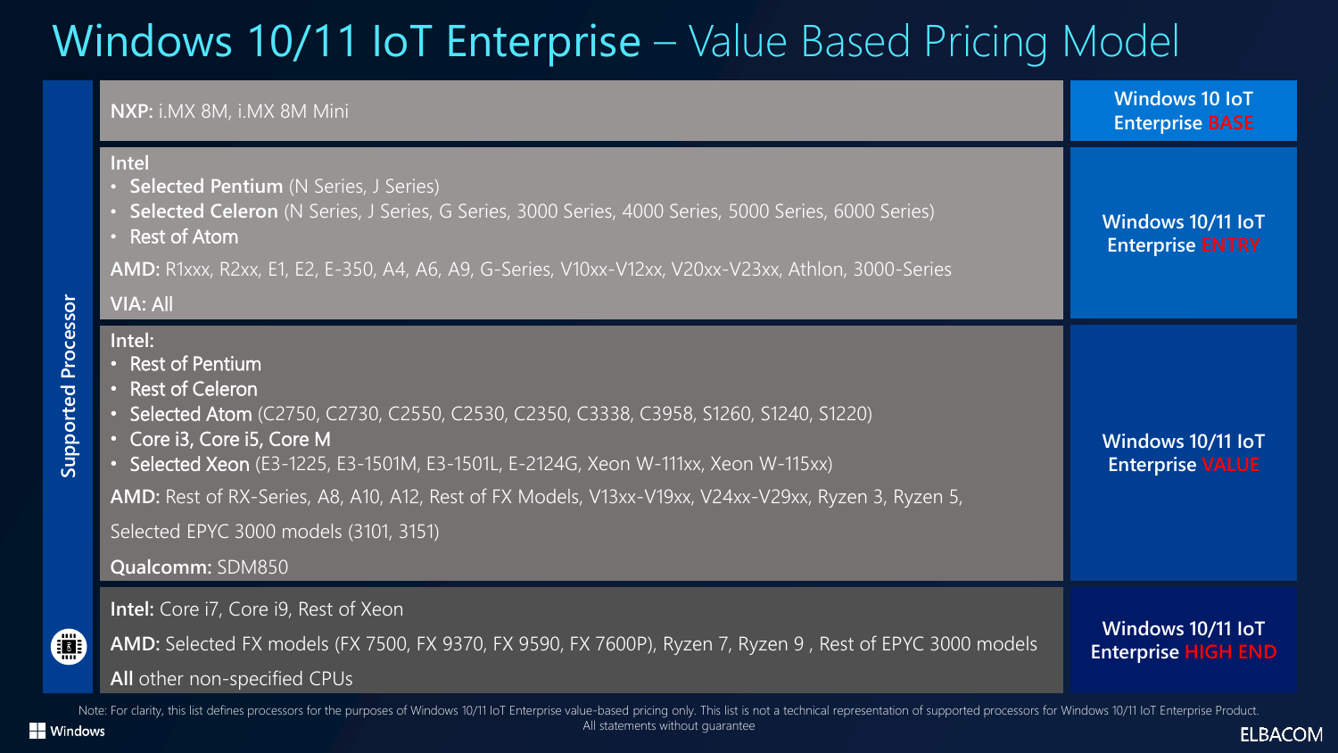# Windows 10/11 IoT Enterprise – Value Based Pricing Model

| Supported Processor | |
|---|---|
| **NXP:** i.MX 8M, i.MX 8M Mini | Windows 10 IoT Enterprise BASE |
| **Intel**<br>• **Selected Pentium** (N Series, J Series)<br>• **Selected Celeron** (N Series, J Series, G Series, 3000 Series, 4000 Series, 5000 Series, 6000 Series)<br>• **Rest of Atom**<br>**AMD:** R1xxx, R2xx, E1, E2, E-350, A4, A6, A9, G-Series, V10xx-V12xx, V20xx-V23xx, Athlon, 3000-Series<br>**VIA:** All | Windows 10/11 IoT Enterprise ENTRY |
| **Intel:**<br>• **Rest of Pentium**<br>• **Rest of Celeron**<br>• **Selected Atom** (C2750, C2730, C2550, C2530, C2350, C3338, C3958, S1260, S1240, S1220)<br>• **Core i3, Core i5, Core M**<br>• **Selected Xeon** (E3-1225, E3-1501M, E3-1501L, E-2124G, Xeon W-111xx, Xeon W-115xx)<br>**AMD:** Rest of RX-Series, A8, A10, A12, Rest of FX Models, V13xx-V19xx, V24xx-V29xx, Ryzen 3, Ryzen 5, Selected EPYC 3000 models (3101, 3151)<br>**Qualcomm:** SDM850 | Windows 10/11 IoT Enterprise VALUE |
| **Intel:** Core i7, Core i9, Rest of Xeon<br>**AMD:** Selected FX models (FX 7500, FX 9370, FX 9590, FX 7600P), Ryzen 7, Ryzen 9 , Rest of EPYC 3000 models<br>**All** other non-specified CPUs | Windows 10/11 IoT Enterprise HIGH END |

Note: For clarity, this list defines processors for the purposes of Windows 10/11 IoT Enterprise value-based pricing only. This list is not a technical representation of supported processors for Windows 10/11 IoT Enterprise Product.
All statements without guarantee

Windows

ELBACOM